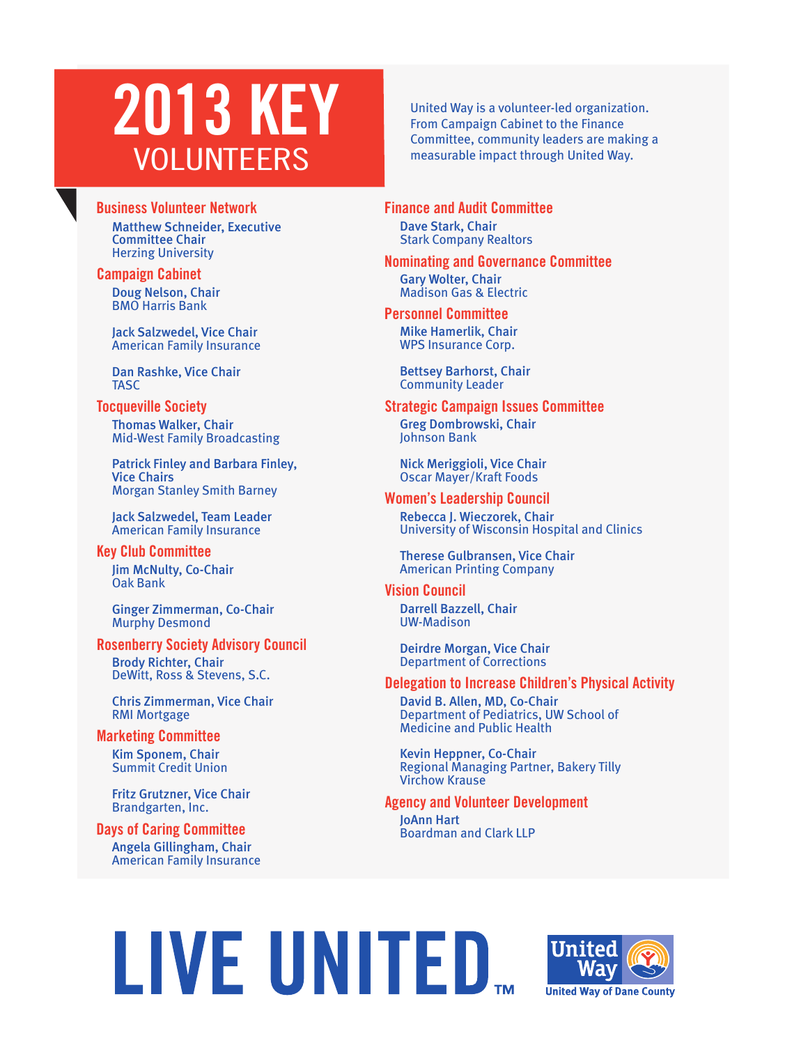# 2013 KEY VOLUNTEERS

United Way is a volunteer-led organization. From Campaign Cabinet to the Finance Committee, community leaders are making a measurable impact through United Way.

## Business Volunteer Network

**Matthew Schneider, Executive Committee Chair**
Herzing University

## Campaign Cabinet

**Doug Nelson, Chair**
BMO Harris Bank

**Jack Salzwedel, Vice Chair**
American Family Insurance

**Dan Rashke, Vice Chair**
TASC

## Tocqueville Society

**Thomas Walker, Chair**
Mid-West Family Broadcasting

**Patrick Finley and Barbara Finley, Vice Chairs**
Morgan Stanley Smith Barney

**Jack Salzwedel, Team Leader**
American Family Insurance

## Key Club Committee

**Jim McNulty, Co-Chair**
Oak Bank

**Ginger Zimmerman, Co-Chair**
Murphy Desmond

## Rosenberry Society Advisory Council

**Brody Richter, Chair**
DeWitt, Ross & Stevens, S.C.

**Chris Zimmerman, Vice Chair**
RMI Mortgage

## Marketing Committee

**Kim Sponem, Chair**
Summit Credit Union

**Fritz Grutzner, Vice Chair**
Brandgarten, Inc.

## Days of Caring Committee

**Angela Gillingham, Chair**
American Family Insurance

## Finance and Audit Committee

**Dave Stark, Chair**
Stark Company Realtors

## Nominating and Governance Committee

**Gary Wolter, Chair**
Madison Gas & Electric

## Personnel Committee

**Mike Hamerlik, Chair**
WPS Insurance Corp.

**Bettsey Barhorst, Chair**
Community Leader

## Strategic Campaign Issues Committee

**Greg Dombrowski, Chair**
Johnson Bank

**Nick Meriggioli, Vice Chair**
Oscar Mayer/Kraft Foods

## Women's Leadership Council

**Rebecca J. Wieczorek, Chair**
University of Wisconsin Hospital and Clinics

**Therese Gulbransen, Vice Chair**
American Printing Company

## Vision Council

**Darrell Bazzell, Chair**
UW-Madison

**Deirdre Morgan, Vice Chair**
Department of Corrections

## Delegation to Increase Children's Physical Activity

**David B. Allen, MD, Co-Chair**
Department of Pediatrics, UW School of Medicine and Public Health

**Kevin Heppner, Co-Chair**
Regional Managing Partner, Bakery Tilly Virchow Krause

## Agency and Volunteer Development

**JoAnn Hart**
Boardman and Clark LLP

LIVE UNITED™

United Way
United Way of Dane County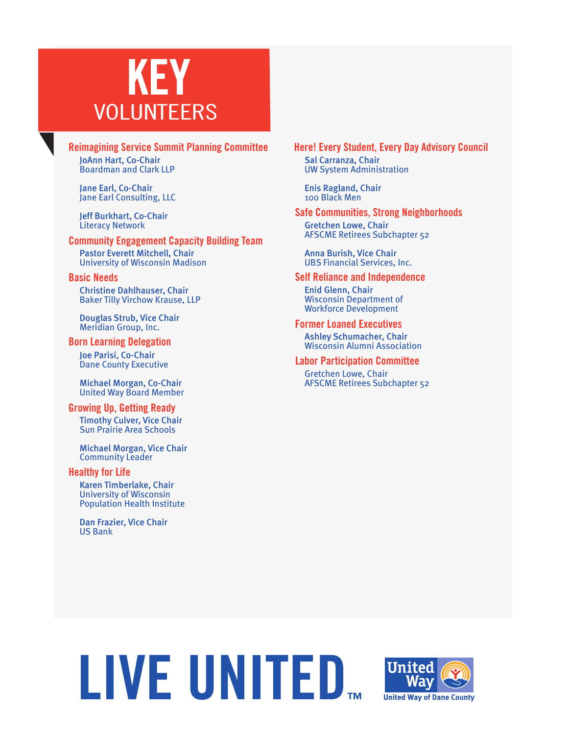# KEY VOLUNTEERS

## Reimagining Service Summit Planning Committee

**JoAnn Hart, Co-Chair**
Boardman and Clark LLP

**Jane Earl, Co-Chair**
Jane Earl Consulting, LLC

**Jeff Burkhart, Co-Chair**
Literacy Network

## Community Engagement Capacity Building Team

**Pastor Everett Mitchell, Chair**
University of Wisconsin Madison

## Basic Needs

**Christine Dahlhauser, Chair**
Baker Tilly Virchow Krause, LLP

**Douglas Strub, Vice Chair**
Meridian Group, Inc.

## Born Learning Delegation

**Joe Parisi, Co-Chair**
Dane County Executive

**Michael Morgan, Co-Chair**
United Way Board Member

## Growing Up, Getting Ready

**Timothy Culver, Vice Chair**
Sun Prairie Area Schools

**Michael Morgan, Vice Chair**
Community Leader

## Healthy for Life

**Karen Timberlake, Chair**
University of Wisconsin
Population Health Institute

**Dan Frazier, Vice Chair**
US Bank

## Here! Every Student, Every Day Advisory Council

**Sal Carranza, Chair**
UW System Administration

**Enis Ragland, Chair**
100 Black Men

## Safe Communities, Strong Neighborhoods

**Gretchen Lowe, Chair**
AFSCME Retirees Subchapter 52

**Anna Burish, Vice Chair**
UBS Financial Services, Inc.

## Self Reliance and Independence

**Enid Glenn, Chair**
Wisconsin Department of
Workforce Development

## Former Loaned Executives

**Ashley Schumacher, Chair**
Wisconsin Alumni Association

## Labor Participation Committee

Gretchen Lowe, Chair
AFSCME Retirees Subchapter 52

LIVE UNITED™

United Way
United Way of Dane County